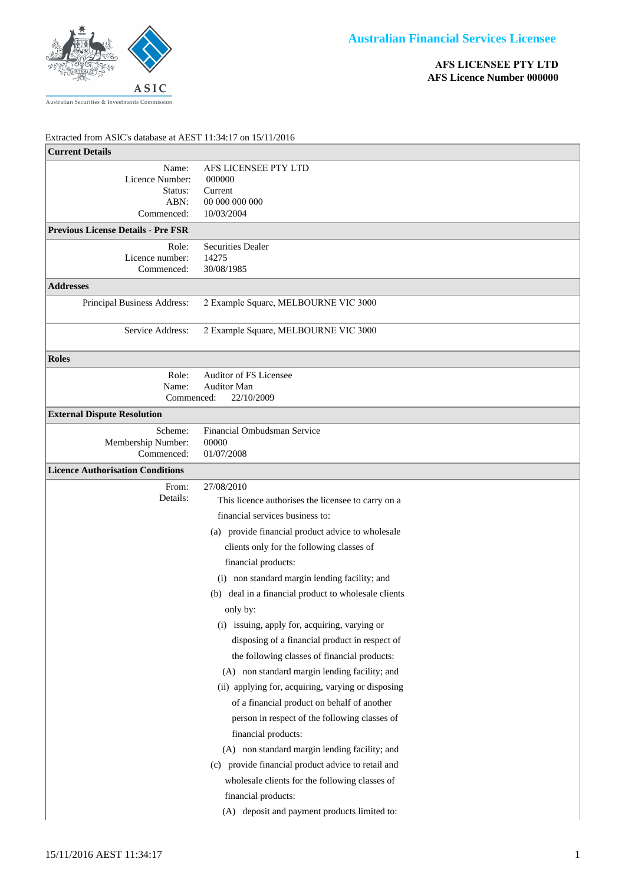# Australian Financial Services Licensee

**AFS LICENSEE PTY LTD**
**AFS Licence Number 000000**

Extracted from ASIC's database at AEST 11:34:17 on 15/11/2016

## Current Details

| | |
|---|---|
| Name: | AFS LICENSEE PTY LTD |
| Licence Number: | 000000 |
| Status: | Current |
| ABN: | 00 000 000 000 |
| Commenced: | 10/03/2004 |

## Previous License Details - Pre FSR

| | |
|---|---|
| Role: | Securities Dealer |
| Licence number: | 14275 |
| Commenced: | 30/08/1985 |

## Addresses

| | |
|---|---|
| Principal Business Address: | 2 Example Square, MELBOURNE VIC 3000 |
| Service Address: | 2 Example Square, MELBOURNE VIC 3000 |

## Roles

| | |
|---|---|
| Role: | Auditor of FS Licensee |
| Name: | Auditor Man |
| Commenced: | 22/10/2009 |

## External Dispute Resolution

| | |
|---|---|
| Scheme: | Financial Ombudsman Service |
| Membership Number: | 00000 |
| Commenced: | 01/07/2008 |

## Licence Authorisation Conditions

From: 27/08/2010

Details:

This licence authorises the licensee to carry on a financial services business to:

(a) provide financial product advice to wholesale clients only for the following classes of financial products:

(i) non standard margin lending facility; and

(b) deal in a financial product to wholesale clients only by:

(i) issuing, apply for, acquiring, varying or disposing of a financial product in respect of the following classes of financial products:

(A) non standard margin lending facility; and

(ii) applying for, acquiring, varying or disposing of a financial product on behalf of another person in respect of the following classes of financial products:

(A) non standard margin lending facility; and

(c) provide financial product advice to retail and wholesale clients for the following classes of financial products:

(A) deposit and payment products limited to: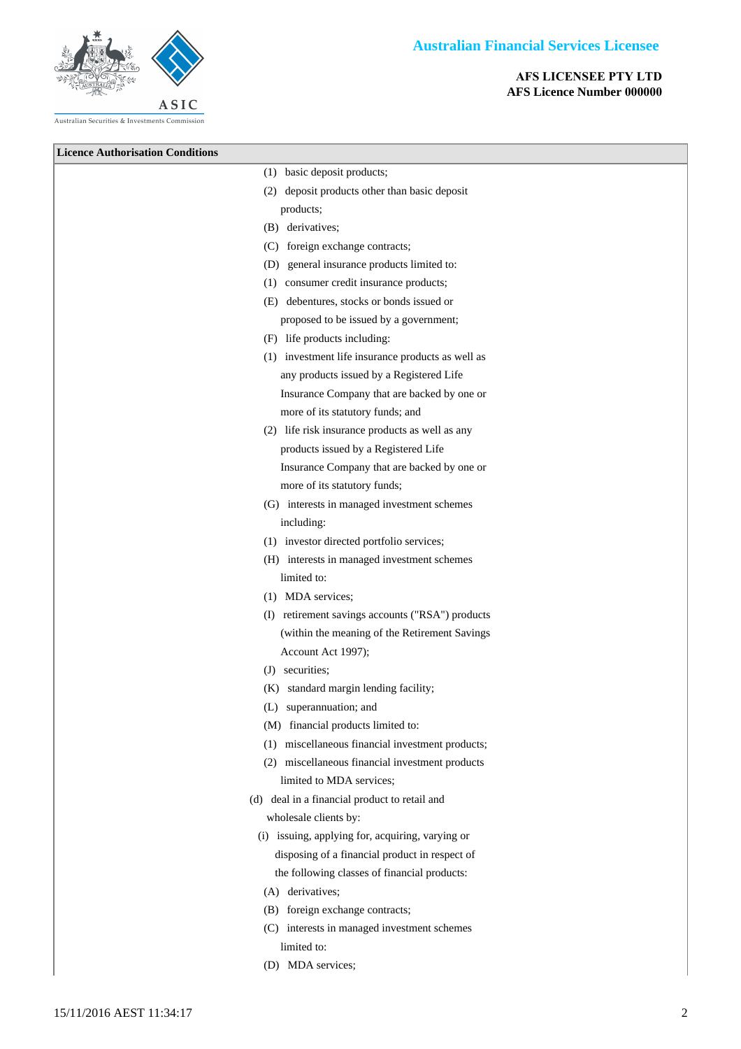**Australian Financial Services Licensee**

**AFS LICENSEE PTY LTD**
**AFS Licence Number 000000**

**Licence Authorisation Conditions**

(1) basic deposit products;

(2) deposit products other than basic deposit products;

(B) derivatives;

(C) foreign exchange contracts;

(D) general insurance products limited to:

(1) consumer credit insurance products;

(E) debentures, stocks or bonds issued or proposed to be issued by a government;

(F) life products including:

(1) investment life insurance products as well as any products issued by a Registered Life Insurance Company that are backed by one or more of its statutory funds; and

(2) life risk insurance products as well as any products issued by a Registered Life Insurance Company that are backed by one or more of its statutory funds;

(G) interests in managed investment schemes including:

(1) investor directed portfolio services;

(H) interests in managed investment schemes limited to:

(1) MDA services;

(I) retirement savings accounts ("RSA") products (within the meaning of the Retirement Savings Account Act 1997);

(J) securities;

(K) standard margin lending facility;

(L) superannuation; and

(M) financial products limited to:

(1) miscellaneous financial investment products;

(2) miscellaneous financial investment products limited to MDA services;

(d) deal in a financial product to retail and wholesale clients by:

(i) issuing, applying for, acquiring, varying or disposing of a financial product in respect of the following classes of financial products:

(A) derivatives;

(B) foreign exchange contracts;

(C) interests in managed investment schemes limited to:

(D) MDA services;

15/11/2016 AEST 11:34:17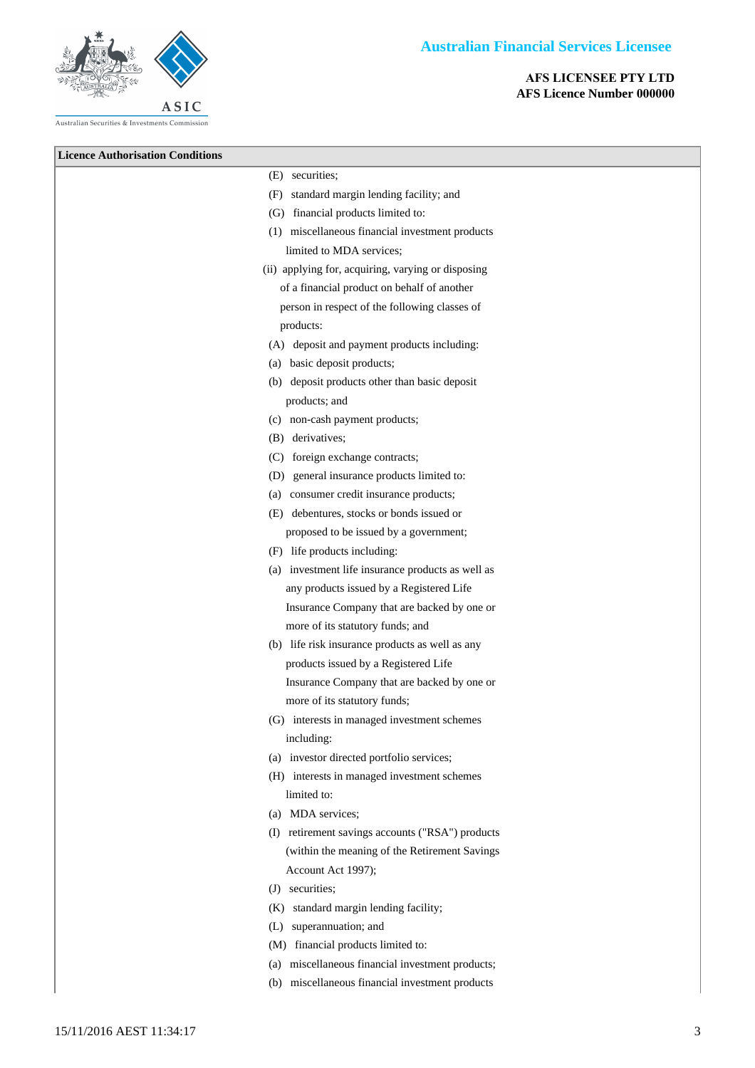**Australian Financial Services Licensee**

**AFS LICENSEE PTY LTD**
**AFS Licence Number 000000**

**Licence Authorisation Conditions**

(E) securities;

(F) standard margin lending facility; and

(G) financial products limited to:

(1) miscellaneous financial investment products limited to MDA services;

(ii) applying for, acquiring, varying or disposing of a financial product on behalf of another person in respect of the following classes of products:

(A) deposit and payment products including:

(a) basic deposit products;

(b) deposit products other than basic deposit products; and

(c) non-cash payment products;

(B) derivatives;

(C) foreign exchange contracts;

(D) general insurance products limited to:

(a) consumer credit insurance products;

(E) debentures, stocks or bonds issued or proposed to be issued by a government;

(F) life products including:

(a) investment life insurance products as well as any products issued by a Registered Life Insurance Company that are backed by one or more of its statutory funds; and

(b) life risk insurance products as well as any products issued by a Registered Life Insurance Company that are backed by one or more of its statutory funds;

(G) interests in managed investment schemes including:

(a) investor directed portfolio services;

(H) interests in managed investment schemes limited to:

(a) MDA services;

(I) retirement savings accounts ("RSA") products (within the meaning of the Retirement Savings Account Act 1997);

(J) securities;

(K) standard margin lending facility;

(L) superannuation; and

(M) financial products limited to:

(a) miscellaneous financial investment products;

(b) miscellaneous financial investment products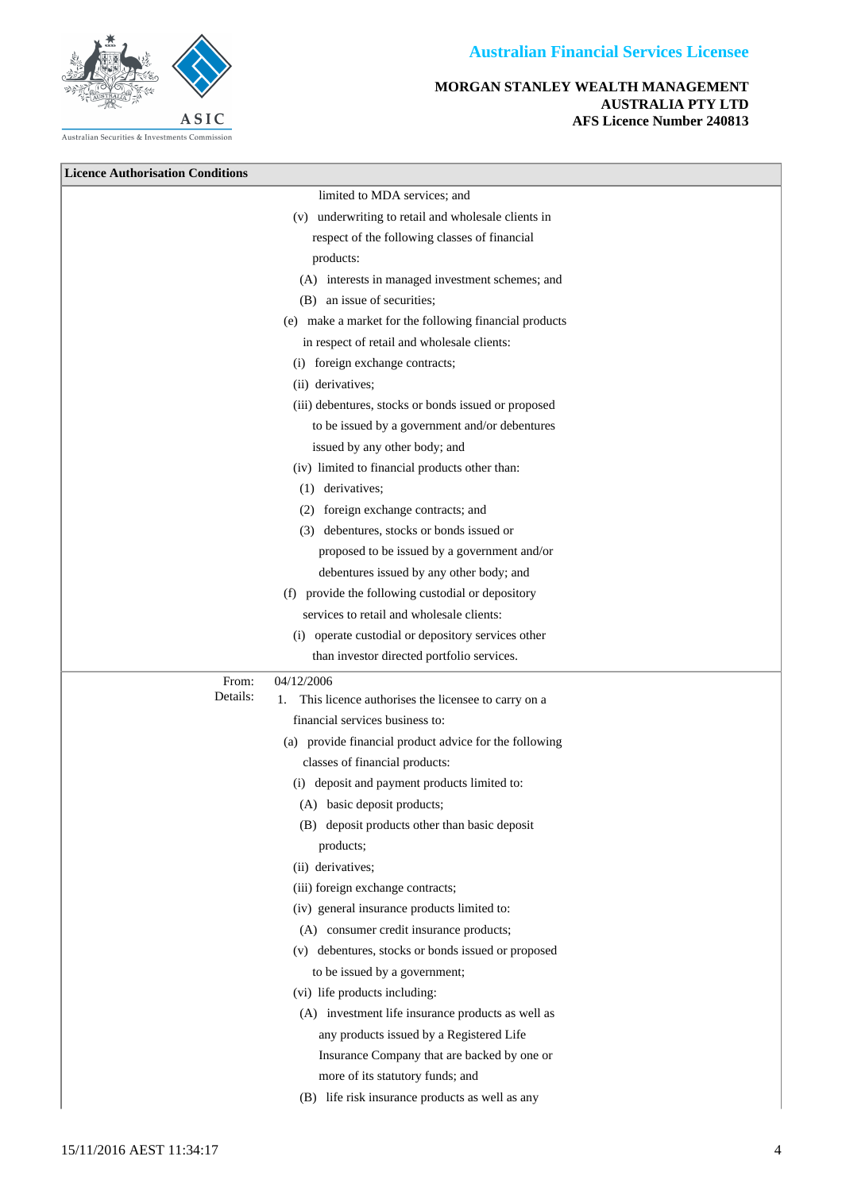## Licence Authorisation Conditions

limited to MDA services; and

(v) underwriting to retail and wholesale clients in respect of the following classes of financial products:

(A) interests in managed investment schemes; and

(B) an issue of securities;

(e) make a market for the following financial products in respect of retail and wholesale clients:

(i) foreign exchange contracts;

(ii) derivatives;

(iii) debentures, stocks or bonds issued or proposed to be issued by a government and/or debentures issued by any other body; and

(iv) limited to financial products other than:

(1) derivatives;

(2) foreign exchange contracts; and

(3) debentures, stocks or bonds issued or proposed to be issued by a government and/or debentures issued by any other body; and

(f) provide the following custodial or depository services to retail and wholesale clients:

(i) operate custodial or depository services other than investor directed portfolio services.

---

From: 04/12/2006

Details:

1. This licence authorises the licensee to carry on a financial services business to:

(a) provide financial product advice for the following classes of financial products:

(i) deposit and payment products limited to:

(A) basic deposit products;

(B) deposit products other than basic deposit products;

(ii) derivatives;

(iii) foreign exchange contracts;

(iv) general insurance products limited to:

(A) consumer credit insurance products;

(v) debentures, stocks or bonds issued or proposed to be issued by a government;

(vi) life products including:

(A) investment life insurance products as well as any products issued by a Registered Life Insurance Company that are backed by one or more of its statutory funds; and

(B) life risk insurance products as well as any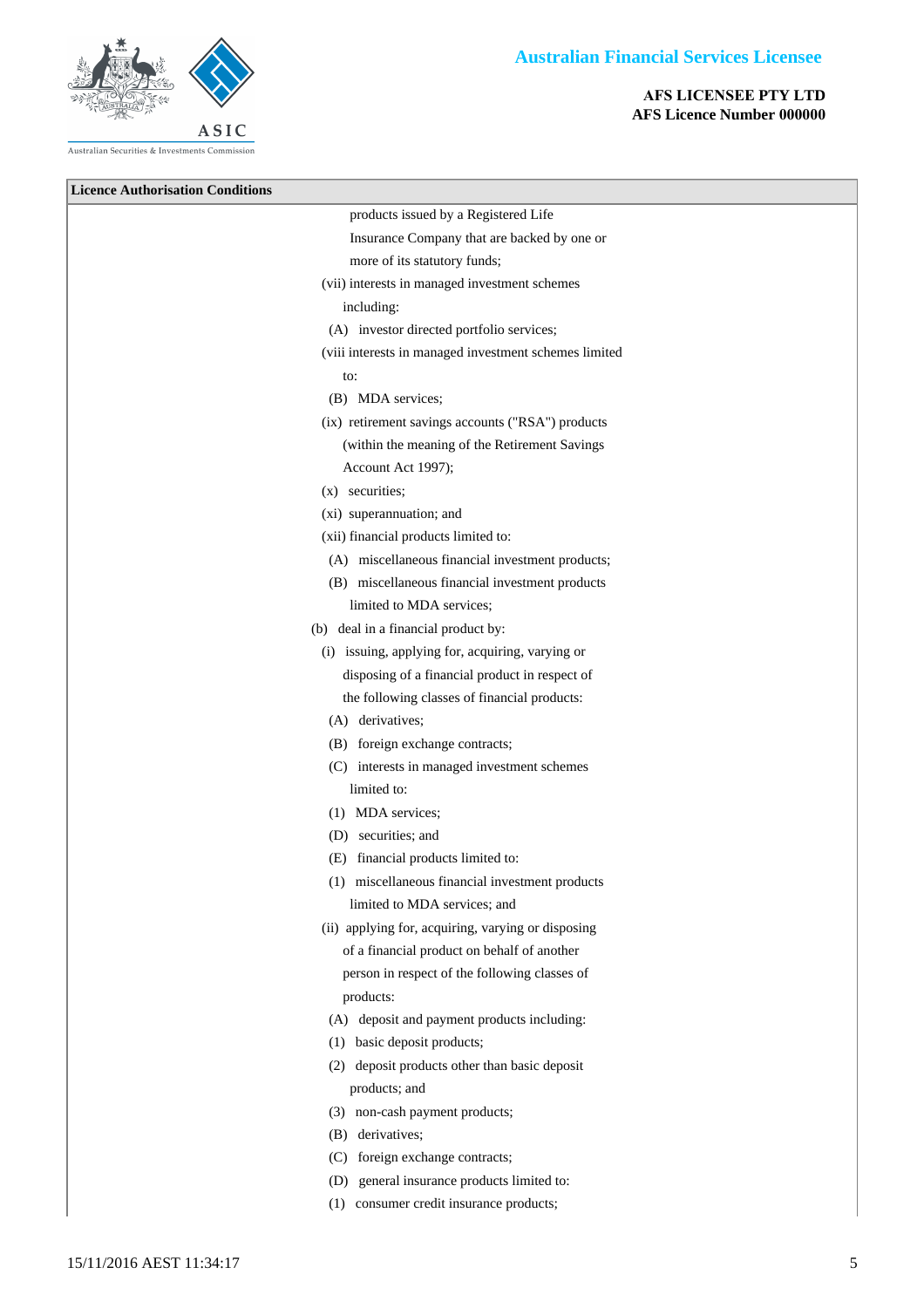**Licence Authorisation Conditions**

products issued by a Registered Life Insurance Company that are backed by one or more of its statutory funds;

(vii) interests in managed investment schemes including:

(A) investor directed portfolio services;

(viii interests in managed investment schemes limited to:

(B) MDA services;

(ix) retirement savings accounts ("RSA") products (within the meaning of the Retirement Savings Account Act 1997);

(x) securities;

(xi) superannuation; and

(xii) financial products limited to:

(A) miscellaneous financial investment products;

(B) miscellaneous financial investment products limited to MDA services;

(b) deal in a financial product by:

(i) issuing, applying for, acquiring, varying or disposing of a financial product in respect of the following classes of financial products:

(A) derivatives;

(B) foreign exchange contracts;

(C) interests in managed investment schemes limited to:

(1) MDA services;

(D) securities; and

(E) financial products limited to:

(1) miscellaneous financial investment products limited to MDA services; and

(ii) applying for, acquiring, varying or disposing of a financial product on behalf of another person in respect of the following classes of products:

(A) deposit and payment products including:

(1) basic deposit products;

(2) deposit products other than basic deposit products; and

(3) non-cash payment products;

(B) derivatives;

(C) foreign exchange contracts;

(D) general insurance products limited to:

(1) consumer credit insurance products;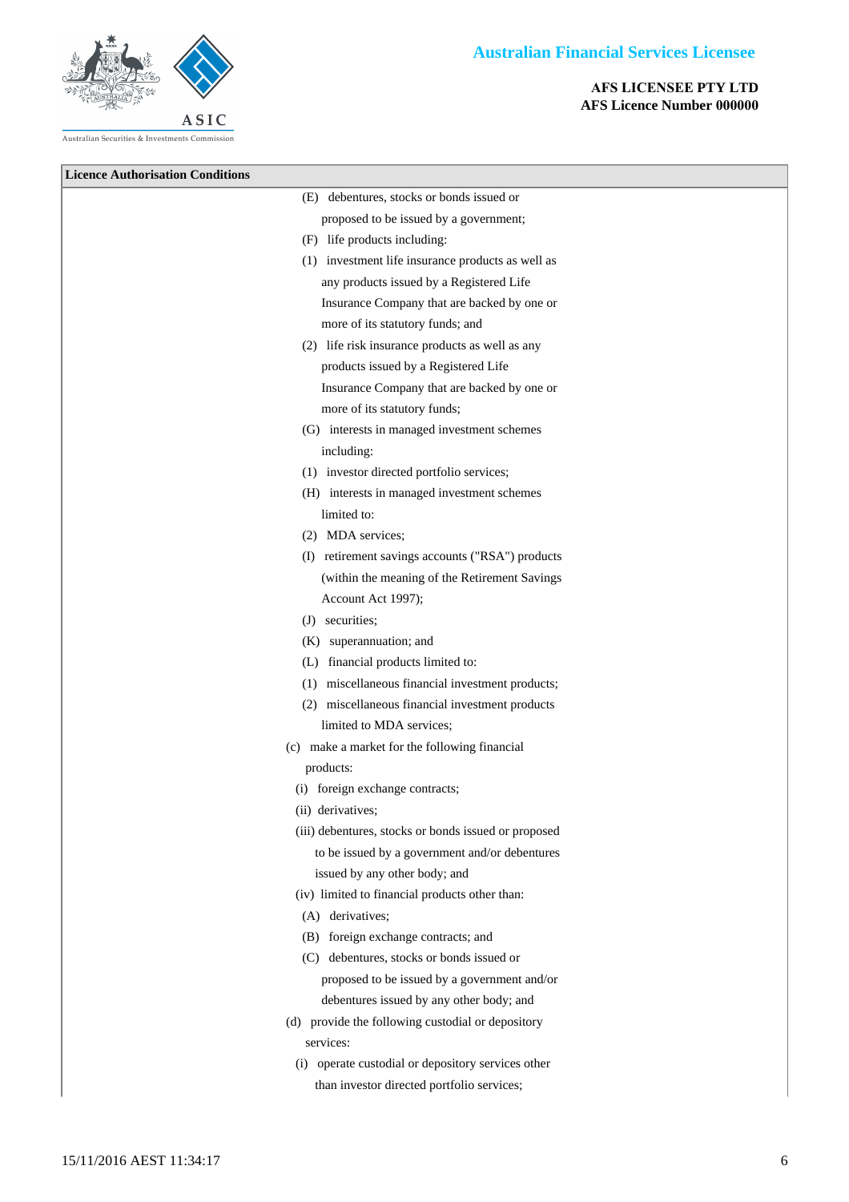**Licence Authorisation Conditions**

(E) debentures, stocks or bonds issued or proposed to be issued by a government;

(F) life products including:

(1) investment life insurance products as well as any products issued by a Registered Life Insurance Company that are backed by one or more of its statutory funds; and

(2) life risk insurance products as well as any products issued by a Registered Life Insurance Company that are backed by one or more of its statutory funds;

(G) interests in managed investment schemes including:

(1) investor directed portfolio services;

(H) interests in managed investment schemes limited to:

(2) MDA services;

(I) retirement savings accounts ("RSA") products (within the meaning of the Retirement Savings Account Act 1997);

(J) securities;

(K) superannuation; and

(L) financial products limited to:

(1) miscellaneous financial investment products;

(2) miscellaneous financial investment products limited to MDA services;

(c) make a market for the following financial products:

(i) foreign exchange contracts;

(ii) derivatives;

(iii) debentures, stocks or bonds issued or proposed to be issued by a government and/or debentures issued by any other body; and

(iv) limited to financial products other than:

(A) derivatives;

(B) foreign exchange contracts; and

(C) debentures, stocks or bonds issued or proposed to be issued by a government and/or debentures issued by any other body; and

(d) provide the following custodial or depository services:

(i) operate custodial or depository services other than investor directed portfolio services;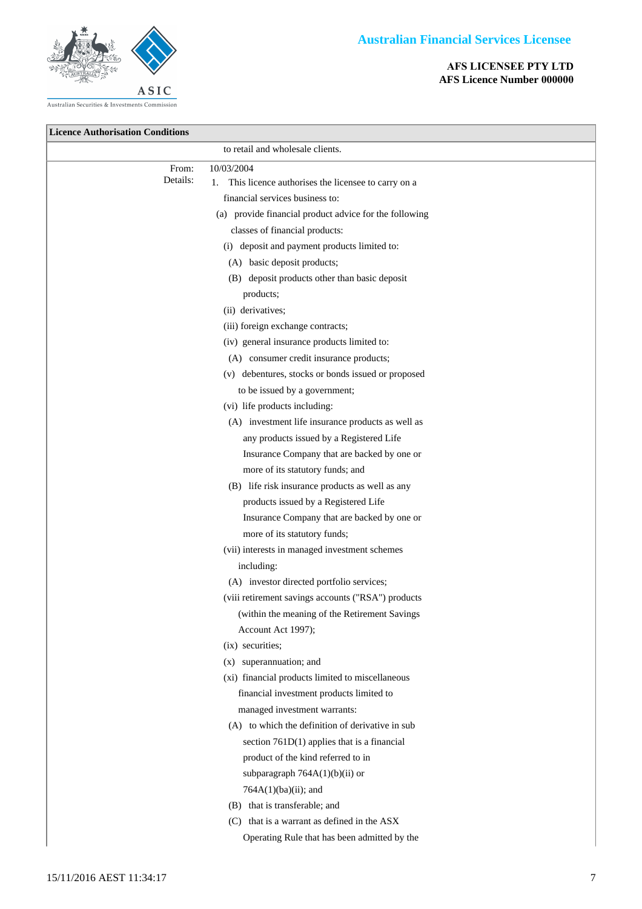**Australian Financial Services Licensee**

**AFS LICENSEE PTY LTD**
**AFS Licence Number 000000**

**Licence Authorisation Conditions**

to retail and wholesale clients.

From: 10/03/2004

Details:

1. This licence authorises the licensee to carry on a financial services business to:

   (a) provide financial product advice for the following classes of financial products:

   (i) deposit and payment products limited to:

   (A) basic deposit products;

   (B) deposit products other than basic deposit products;

   (ii) derivatives;

   (iii) foreign exchange contracts;

   (iv) general insurance products limited to:

   (A) consumer credit insurance products;

   (v) debentures, stocks or bonds issued or proposed to be issued by a government;

   (vi) life products including:

   (A) investment life insurance products as well as any products issued by a Registered Life Insurance Company that are backed by one or more of its statutory funds; and

   (B) life risk insurance products as well as any products issued by a Registered Life Insurance Company that are backed by one or more of its statutory funds;

   (vii) interests in managed investment schemes including:

   (A) investor directed portfolio services;

   (viii retirement savings accounts ("RSA") products (within the meaning of the Retirement Savings Account Act 1997);

   (ix) securities;

   (x) superannuation; and

   (xi) financial products limited to miscellaneous financial investment products limited to managed investment warrants:

   (A) to which the definition of derivative in sub section 761D(1) applies that is a financial product of the kind referred to in subparagraph 764A(1)(b)(ii) or 764A(1)(ba)(ii); and

   (B) that is transferable; and

   (C) that is a warrant as defined in the ASX Operating Rule that has been admitted by the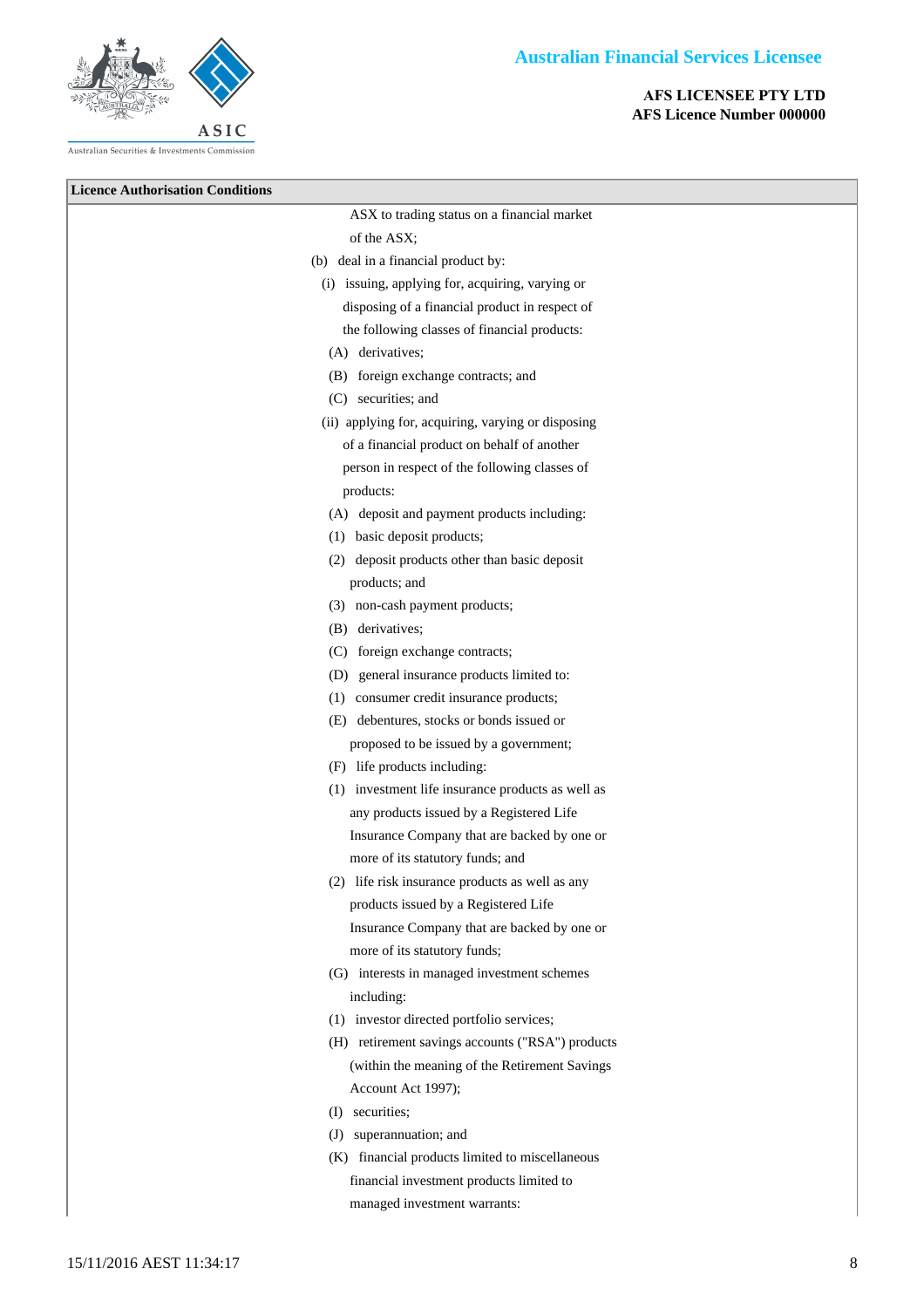**Licence Authorisation Conditions**

ASX to trading status on a financial market of the ASX;

(b) deal in a financial product by:

(i) issuing, applying for, acquiring, varying or disposing of a financial product in respect of the following classes of financial products:

(A) derivatives;

(B) foreign exchange contracts; and

(C) securities; and

(ii) applying for, acquiring, varying or disposing of a financial product on behalf of another person in respect of the following classes of products:

(A) deposit and payment products including:

(1) basic deposit products;

(2) deposit products other than basic deposit products; and

(3) non-cash payment products;

(B) derivatives;

(C) foreign exchange contracts;

(D) general insurance products limited to:

(1) consumer credit insurance products;

(E) debentures, stocks or bonds issued or proposed to be issued by a government;

(F) life products including:

(1) investment life insurance products as well as any products issued by a Registered Life Insurance Company that are backed by one or more of its statutory funds; and

(2) life risk insurance products as well as any products issued by a Registered Life Insurance Company that are backed by one or more of its statutory funds;

(G) interests in managed investment schemes including:

(1) investor directed portfolio services;

(H) retirement savings accounts ("RSA") products (within the meaning of the Retirement Savings Account Act 1997);

(I) securities;

(J) superannuation; and

(K) financial products limited to miscellaneous financial investment products limited to managed investment warrants: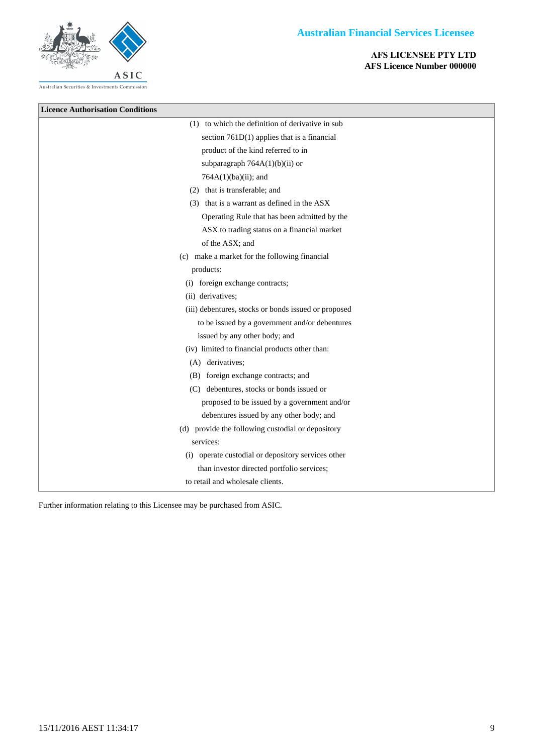**Australian Financial Services Licensee**

**AFS LICENSEE PTY LTD**
**AFS Licence Number 000000**

| Licence Authorisation Conditions |
|---|
| (1) to which the definition of derivative in sub section 761D(1) applies that is a financial product of the kind referred to in subparagraph 764A(1)(b)(ii) or 764A(1)(ba)(ii); and<br>(2) that is transferable; and<br>(3) that is a warrant as defined in the ASX Operating Rule that has been admitted by the ASX to trading status on a financial market of the ASX; and<br>(c) make a market for the following financial products:<br>(i) foreign exchange contracts;<br>(ii) derivatives;<br>(iii) debentures, stocks or bonds issued or proposed to be issued by a government and/or debentures issued by any other body; and<br>(iv) limited to financial products other than:<br>(A) derivatives;<br>(B) foreign exchange contracts; and<br>(C) debentures, stocks or bonds issued or proposed to be issued by a government and/or debentures issued by any other body; and<br>(d) provide the following custodial or depository services:<br>(i) operate custodial or depository services other than investor directed portfolio services;<br>to retail and wholesale clients. |

Further information relating to this Licensee may be purchased from ASIC.

15/11/2016 AEST 11:34:17